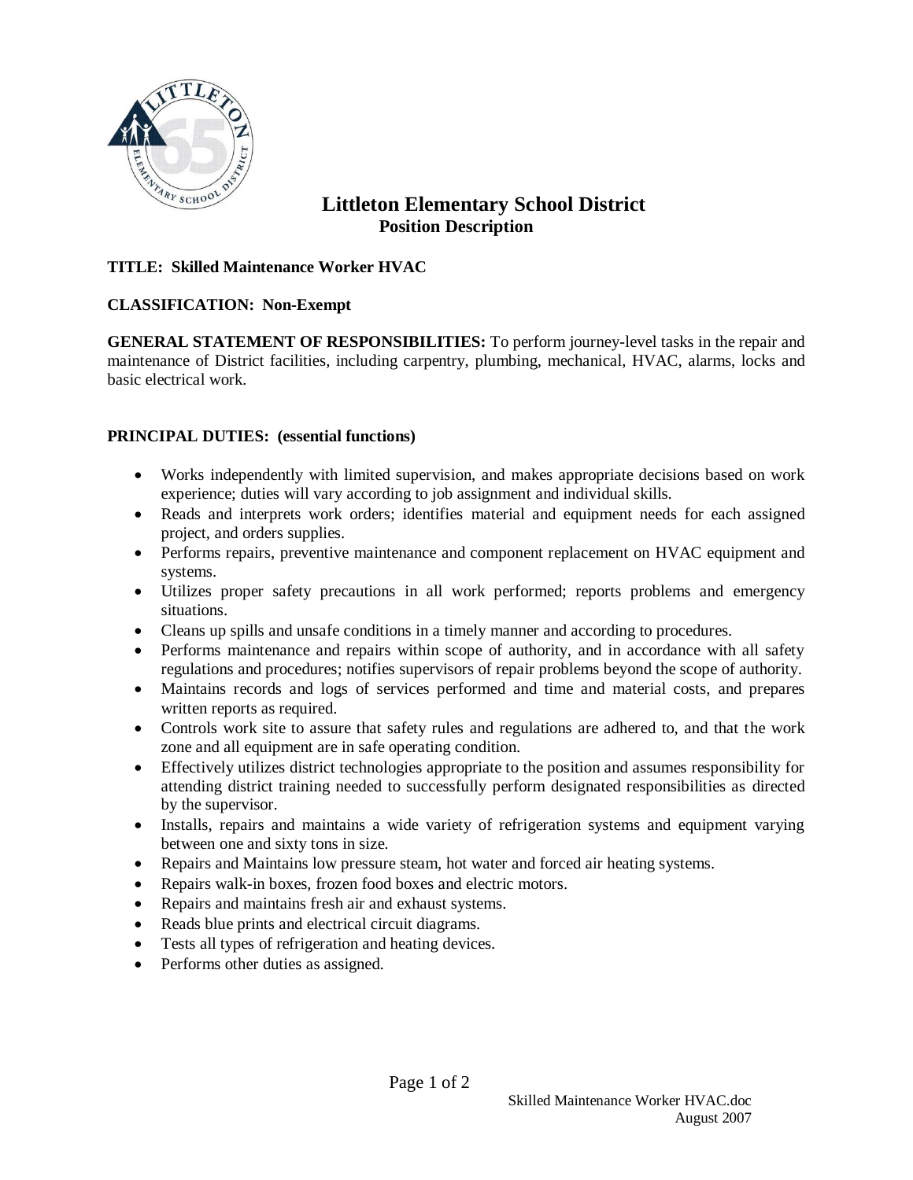# Littleton Elementary School District

## Position Description

**TITLE: Skilled Maintenance Worker HVAC**

**CLASSIFICATION: Non-Exempt**

**GENERAL STATEMENT OF RESPONSIBILITIES:** To perform journey-level tasks in the repair and maintenance of District facilities, including carpentry, plumbing, mechanical, HVAC, alarms, locks and basic electrical work.

**PRINCIPAL DUTIES: (essential functions)**

- Works independently with limited supervision, and makes appropriate decisions based on work experience; duties will vary according to job assignment and individual skills.
- Reads and interprets work orders; identifies material and equipment needs for each assigned project, and orders supplies.
- Performs repairs, preventive maintenance and component replacement on HVAC equipment and systems.
- Utilizes proper safety precautions in all work performed; reports problems and emergency situations.
- Cleans up spills and unsafe conditions in a timely manner and according to procedures.
- Performs maintenance and repairs within scope of authority, and in accordance with all safety regulations and procedures; notifies supervisors of repair problems beyond the scope of authority.
- Maintains records and logs of services performed and time and material costs, and prepares written reports as required.
- Controls work site to assure that safety rules and regulations are adhered to, and that the work zone and all equipment are in safe operating condition.
- Effectively utilizes district technologies appropriate to the position and assumes responsibility for attending district training needed to successfully perform designated responsibilities as directed by the supervisor.
- Installs, repairs and maintains a wide variety of refrigeration systems and equipment varying between one and sixty tons in size.
- Repairs and Maintains low pressure steam, hot water and forced air heating systems.
- Repairs walk-in boxes, frozen food boxes and electric motors.
- Repairs and maintains fresh air and exhaust systems.
- Reads blue prints and electrical circuit diagrams.
- Tests all types of refrigeration and heating devices.
- Performs other duties as assigned.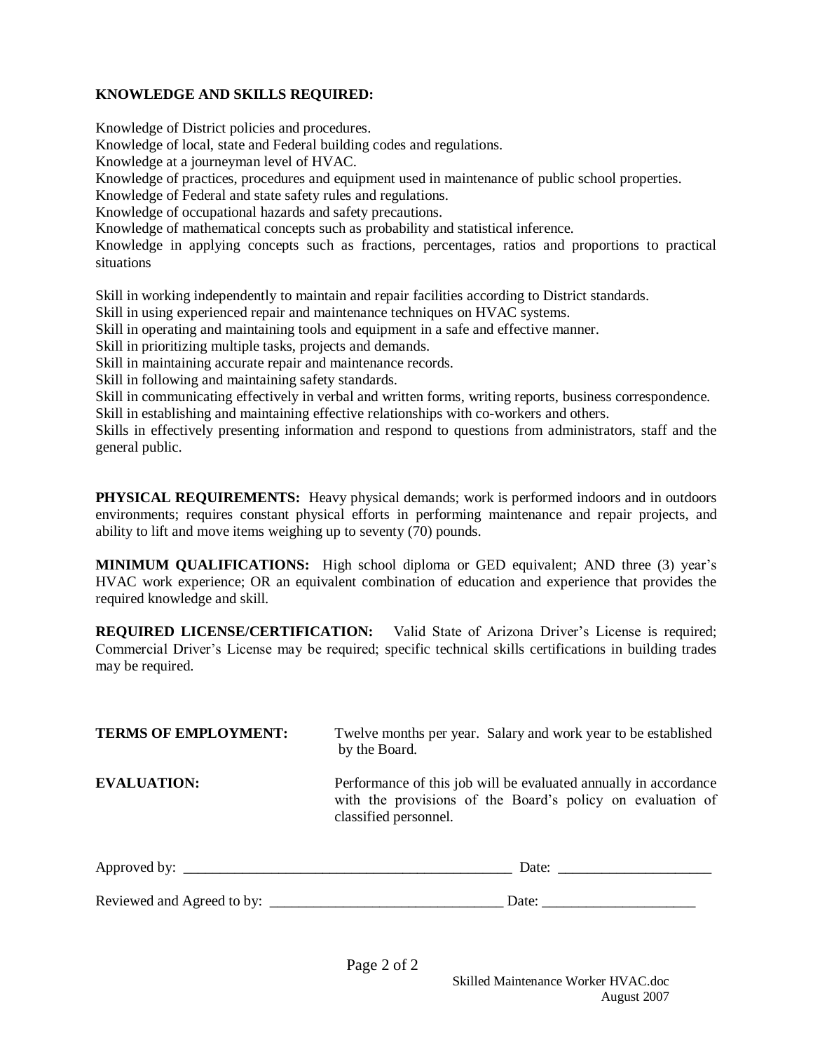**KNOWLEDGE AND SKILLS REQUIRED:**

Knowledge of District policies and procedures.
Knowledge of local, state and Federal building codes and regulations.
Knowledge at a journeyman level of HVAC.
Knowledge of practices, procedures and equipment used in maintenance of public school properties.
Knowledge of Federal and state safety rules and regulations.
Knowledge of occupational hazards and safety precautions.
Knowledge of mathematical concepts such as probability and statistical inference.
Knowledge in applying concepts such as fractions, percentages, ratios and proportions to practical situations

Skill in working independently to maintain and repair facilities according to District standards.
Skill in using experienced repair and maintenance techniques on HVAC systems.
Skill in operating and maintaining tools and equipment in a safe and effective manner.
Skill in prioritizing multiple tasks, projects and demands.
Skill in maintaining accurate repair and maintenance records.
Skill in following and maintaining safety standards.
Skill in communicating effectively in verbal and written forms, writing reports, business correspondence.
Skill in establishing and maintaining effective relationships with co-workers and others.
Skills in effectively presenting information and respond to questions from administrators, staff and the general public.

**PHYSICAL REQUIREMENTS:** Heavy physical demands; work is performed indoors and in outdoors environments; requires constant physical efforts in performing maintenance and repair projects, and ability to lift and move items weighing up to seventy (70) pounds.

**MINIMUM QUALIFICATIONS:** High school diploma or GED equivalent; AND three (3) year's HVAC work experience; OR an equivalent combination of education and experience that provides the required knowledge and skill.

**REQUIRED LICENSE/CERTIFICATION:** Valid State of Arizona Driver's License is required; Commercial Driver's License may be required; specific technical skills certifications in building trades may be required.

**TERMS OF EMPLOYMENT:** Twelve months per year. Salary and work year to be established by the Board.

**EVALUATION:** Performance of this job will be evaluated annually in accordance with the provisions of the Board's policy on evaluation of classified personnel.

Approved by: ______________________________________________ Date: _____________________

Reviewed and Agreed to by: ________________________________ Date: _____________________

Skilled Maintenance Worker HVAC.doc
August 2007